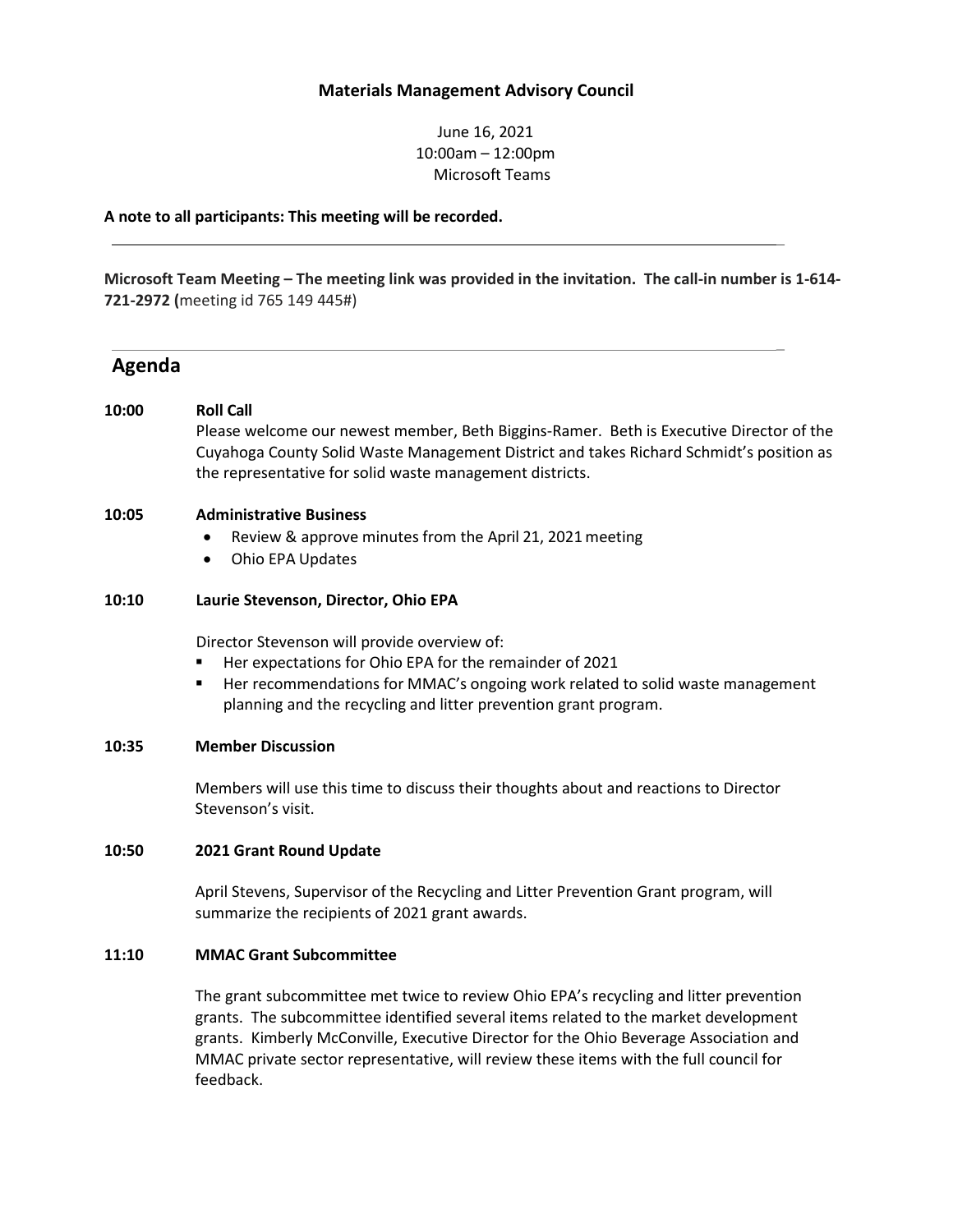**Materials Management Advisory Council**

June 16, 2021
10:00am – 12:00pm
Microsoft Teams

**A note to all participants: This meeting will be recorded.**

---

**Microsoft Team Meeting – The meeting link was provided in the invitation. The call-in number is 1-614-721-2972 (**meeting id 765 149 445#)

---

## Agenda

**10:00 Roll Call**

Please welcome our newest member, Beth Biggins-Ramer. Beth is Executive Director of the Cuyahoga County Solid Waste Management District and takes Richard Schmidt's position as the representative for solid waste management districts.

**10:05 Administrative Business**

- Review & approve minutes from the April 21, 2021 meeting
- Ohio EPA Updates

**10:10 Laurie Stevenson, Director, Ohio EPA**

Director Stevenson will provide overview of:

- Her expectations for Ohio EPA for the remainder of 2021
- Her recommendations for MMAC's ongoing work related to solid waste management planning and the recycling and litter prevention grant program.

**10:35 Member Discussion**

Members will use this time to discuss their thoughts about and reactions to Director Stevenson's visit.

**10:50 2021 Grant Round Update**

April Stevens, Supervisor of the Recycling and Litter Prevention Grant program, will summarize the recipients of 2021 grant awards.

**11:10 MMAC Grant Subcommittee**

The grant subcommittee met twice to review Ohio EPA's recycling and litter prevention grants. The subcommittee identified several items related to the market development grants. Kimberly McConville, Executive Director for the Ohio Beverage Association and MMAC private sector representative, will review these items with the full council for feedback.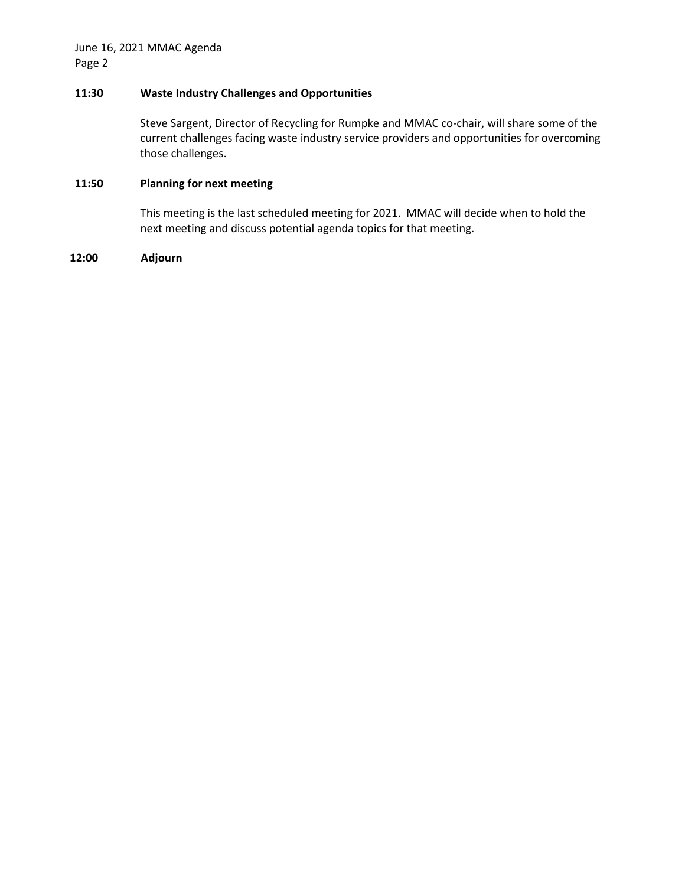**11:30 Waste Industry Challenges and Opportunities**

Steve Sargent, Director of Recycling for Rumpke and MMAC co-chair, will share some of the current challenges facing waste industry service providers and opportunities for overcoming those challenges.

**11:50 Planning for next meeting**

This meeting is the last scheduled meeting for 2021. MMAC will decide when to hold the next meeting and discuss potential agenda topics for that meeting.

**12:00 Adjourn**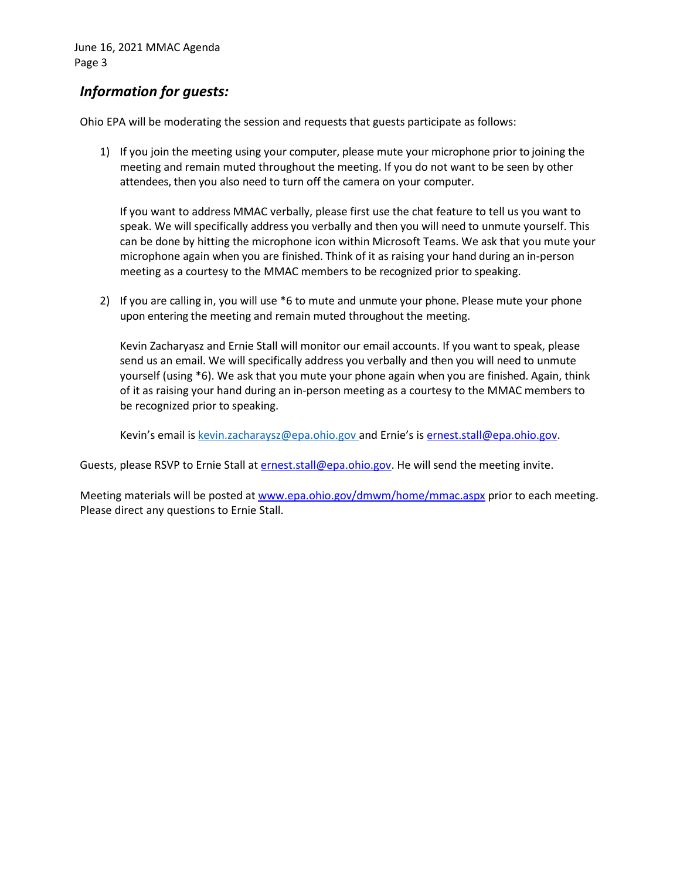## *Information for guests:*

Ohio EPA will be moderating the session and requests that guests participate as follows:

1) If you join the meeting using your computer, please mute your microphone prior to joining the meeting and remain muted throughout the meeting. If you do not want to be seen by other attendees, then you also need to turn off the camera on your computer.

   If you want to address MMAC verbally, please first use the chat feature to tell us you want to speak. We will specifically address you verbally and then you will need to unmute yourself. This can be done by hitting the microphone icon within Microsoft Teams. We ask that you mute your microphone again when you are finished. Think of it as raising your hand during an in-person meeting as a courtesy to the MMAC members to be recognized prior to speaking.

2) If you are calling in, you will use *6 to mute and unmute your phone. Please mute your phone upon entering the meeting and remain muted throughout the meeting.

   Kevin Zacharyasz and Ernie Stall will monitor our email accounts. If you want to speak, please send us an email. We will specifically address you verbally and then you will need to unmute yourself (using *6). We ask that you mute your phone again when you are finished. Again, think of it as raising your hand during an in-person meeting as a courtesy to the MMAC members to be recognized prior to speaking.

   Kevin's email is kevin.zacharaysz@epa.ohio.gov and Ernie's is ernest.stall@epa.ohio.gov.

Guests, please RSVP to Ernie Stall at ernest.stall@epa.ohio.gov. He will send the meeting invite.

Meeting materials will be posted at www.epa.ohio.gov/dmwm/home/mmac.aspx prior to each meeting. Please direct any questions to Ernie Stall.